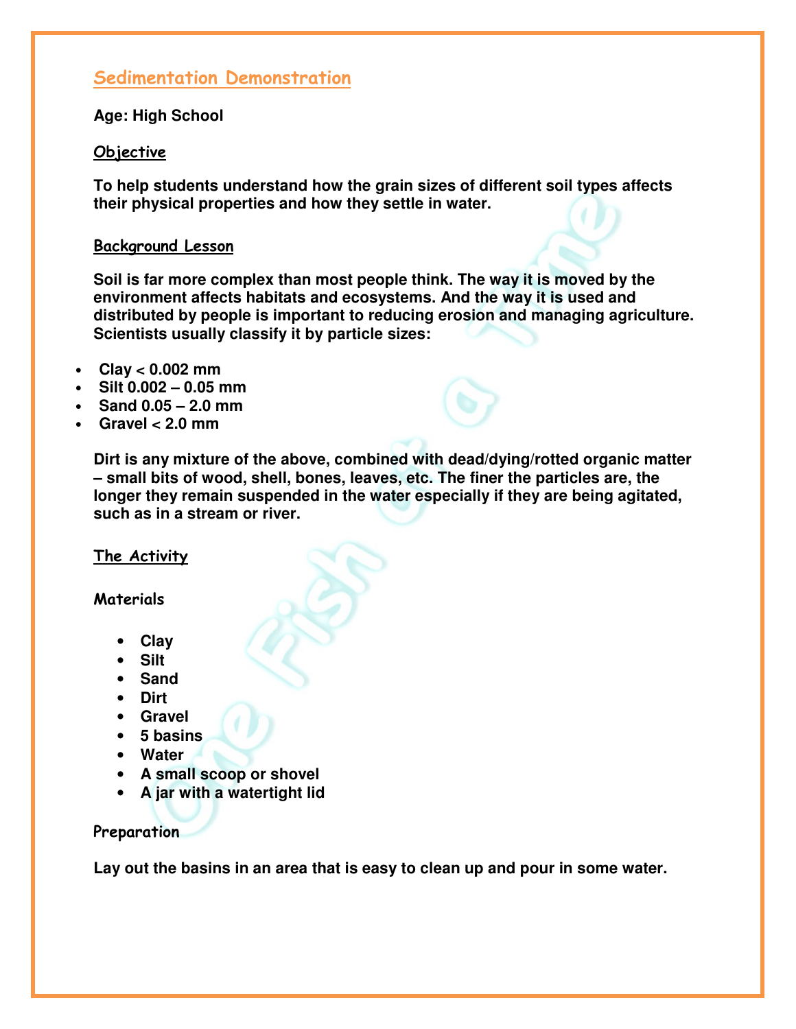## Sedimentation Demonstration

**Age: High School**

### Objective

**To help students understand how the grain sizes of different soil types affects their physical properties and how they settle in water.**

### Background Lesson

**Soil is far more complex than most people think. The way it is moved by the environment affects habitats and ecosystems. And the way it is used and distributed by people is important to reducing erosion and managing agriculture. Scientists usually classify it by particle sizes:**

- **Clay < 0.002 mm**
- **Silt 0.002 – 0.05 mm**
- **Sand 0.05 – 2.0 mm**
- **Gravel < 2.0 mm**

**Dirt is any mixture of the above, combined with dead/dying/rotted organic matter – small bits of wood, shell, bones, leaves, etc. The finer the particles are, the longer they remain suspended in the water especially if they are being agitated, such as in a stream or river.**

### The Activity

#### Materials

- **Clay**
- **Silt**
- **Sand**
- **Dirt**
- **Gravel**
- **5 basins**
- **Water**
- **A small scoop or shovel**
- **A jar with a watertight lid**

#### Preparation

**Lay out the basins in an area that is easy to clean up and pour in some water.**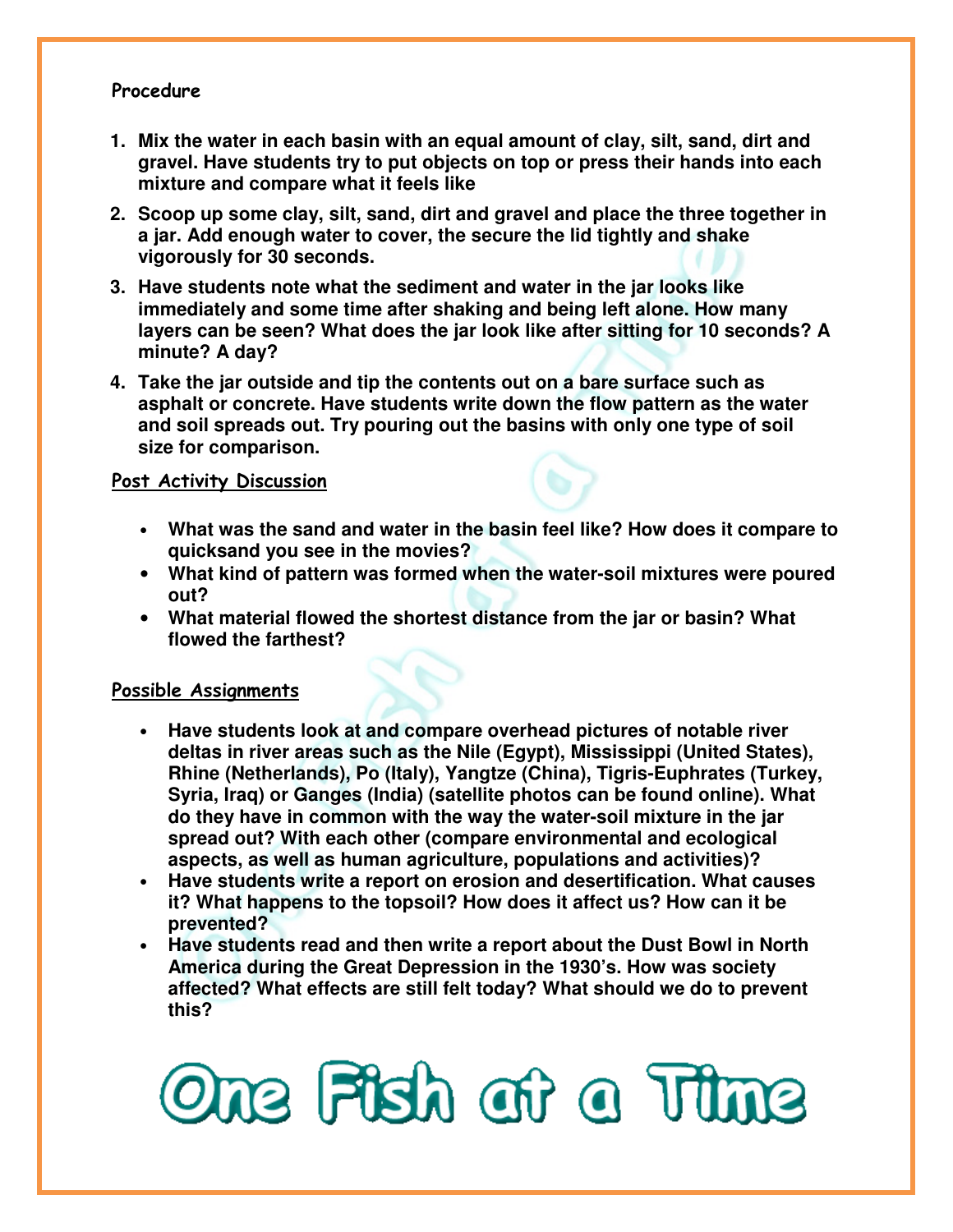**Procedure**

1. **Mix the water in each basin with an equal amount of clay, silt, sand, dirt and gravel. Have students try to put objects on top or press their hands into each mixture and compare what it feels like**
2. **Scoop up some clay, silt, sand, dirt and gravel and place the three together in a jar. Add enough water to cover, the secure the lid tightly and shake vigorously for 30 seconds.**
3. **Have students note what the sediment and water in the jar looks like immediately and some time after shaking and being left alone. How many layers can be seen? What does the jar look like after sitting for 10 seconds? A minute? A day?**
4. **Take the jar outside and tip the contents out on a bare surface such as asphalt or concrete. Have students write down the flow pattern as the water and soil spreads out. Try pouring out the basins with only one type of soil size for comparison.**

**Post Activity Discussion**

- **What was the sand and water in the basin feel like? How does it compare to quicksand you see in the movies?**
- **What kind of pattern was formed when the water-soil mixtures were poured out?**
- **What material flowed the shortest distance from the jar or basin? What flowed the farthest?**

**Possible Assignments**

- **Have students look at and compare overhead pictures of notable river deltas in river areas such as the Nile (Egypt), Mississippi (United States), Rhine (Netherlands), Po (Italy), Yangtze (China), Tigris-Euphrates (Turkey, Syria, Iraq) or Ganges (India) (satellite photos can be found online). What do they have in common with the way the water-soil mixture in the jar spread out? With each other (compare environmental and ecological aspects, as well as human agriculture, populations and activities)?**
- **Have students write a report on erosion and desertification. What causes it? What happens to the topsoil? How does it affect us? How can it be prevented?**
- **Have students read and then write a report about the Dust Bowl in North America during the Great Depression in the 1930's. How was society affected? What effects are still felt today? What should we do to prevent this?**

One Fish at a Time